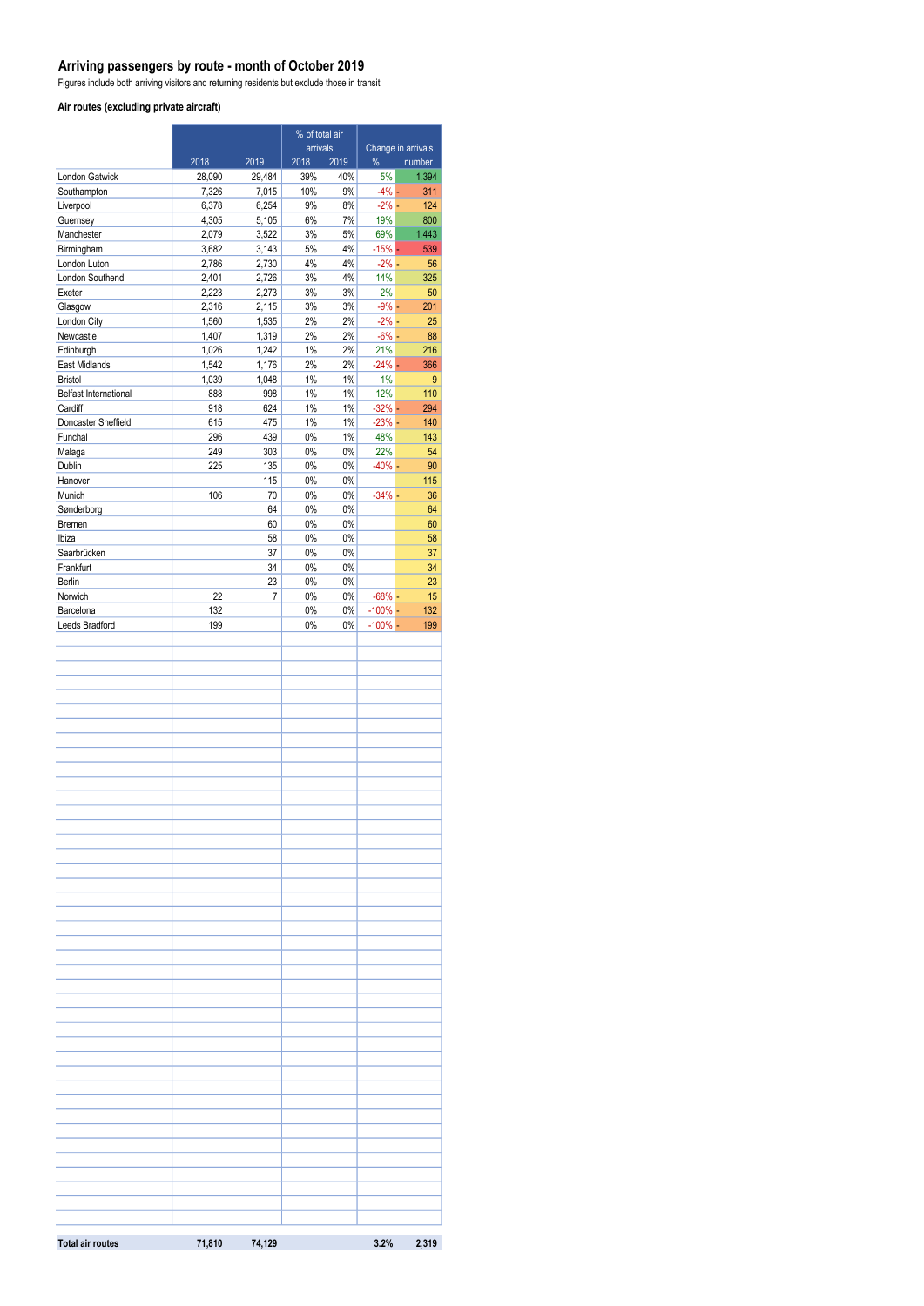# Arriving passengers by route - month of October 2019

Figures include both arriving visitors and returning residents but exclude those in transit

### Air routes (excluding private aircraft)

| | 2018 | 2019 | % of total air arrivals 2018 | % of total air arrivals 2019 | Change in arrivals % | Change in arrivals number |
|---|---|---|---|---|---|---|
| London Gatwick | 28,090 | 29,484 | 39% | 40% | 5% | 1,394 |
| Southampton | 7,326 | 7,015 | 10% | 9% | -4% | - 311 |
| Liverpool | 6,378 | 6,254 | 9% | 8% | -2% | - 124 |
| Guernsey | 4,305 | 5,105 | 6% | 7% | 19% | 800 |
| Manchester | 2,079 | 3,522 | 3% | 5% | 69% | 1,443 |
| Birmingham | 3,682 | 3,143 | 5% | 4% | -15% | - 539 |
| London Luton | 2,786 | 2,730 | 4% | 4% | -2% | - 56 |
| London Southend | 2,401 | 2,726 | 3% | 4% | 14% | 325 |
| Exeter | 2,223 | 2,273 | 3% | 3% | 2% | 50 |
| Glasgow | 2,316 | 2,115 | 3% | 3% | -9% | - 201 |
| London City | 1,560 | 1,535 | 2% | 2% | -2% | - 25 |
| Newcastle | 1,407 | 1,319 | 2% | 2% | -6% | - 88 |
| Edinburgh | 1,026 | 1,242 | 1% | 2% | 21% | 216 |
| East Midlands | 1,542 | 1,176 | 2% | 2% | -24% | - 366 |
| Bristol | 1,039 | 1,048 | 1% | 1% | 1% | 9 |
| Belfast International | 888 | 998 | 1% | 1% | 12% | 110 |
| Cardiff | 918 | 624 | 1% | 1% | -32% | - 294 |
| Doncaster Sheffield | 615 | 475 | 1% | 1% | -23% | - 140 |
| Funchal | 296 | 439 | 0% | 1% | 48% | 143 |
| Malaga | 249 | 303 | 0% | 0% | 22% | 54 |
| Dublin | 225 | 135 | 0% | 0% | -40% | - 90 |
| Hanover | | 115 | 0% | 0% | | 115 |
| Munich | 106 | 70 | 0% | 0% | -34% | - 36 |
| Sønderborg | | 64 | 0% | 0% | | 64 |
| Bremen | | 60 | 0% | 0% | | 60 |
| Ibiza | | 58 | 0% | 0% | | 58 |
| Saarbrücken | | 37 | 0% | 0% | | 37 |
| Frankfurt | | 34 | 0% | 0% | | 34 |
| Berlin | | 23 | 0% | 0% | | 23 |
| Norwich | 22 | 7 | 0% | 0% | -68% | - 15 |
| Barcelona | 132 | | 0% | 0% | -100% | - 132 |
| Leeds Bradford | 199 | | 0% | 0% | -100% | - 199 |
| **Total air routes** | **71,810** | **74,129** | | | **3.2%** | **2,319** |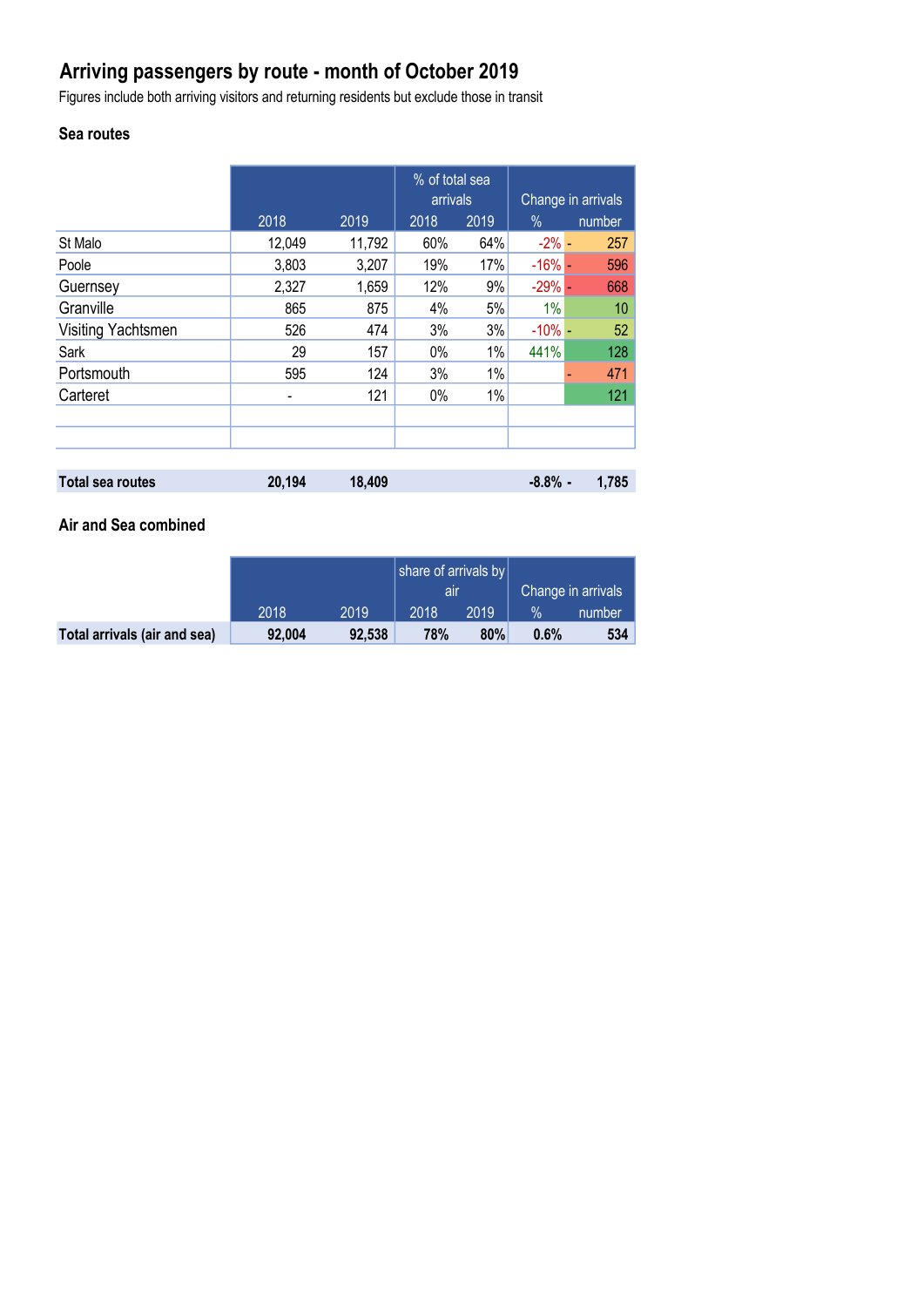# Arriving passengers by route - month of October 2019

Figures include both arriving visitors and returning residents but exclude those in transit

## Sea routes

| | 2018 | 2019 | % of total sea arrivals 2018 | % of total sea arrivals 2019 | Change in arrivals % | Change in arrivals number |
|---|---|---|---|---|---|---|
| St Malo | 12,049 | 11,792 | 60% | 64% | -2% | - 257 |
| Poole | 3,803 | 3,207 | 19% | 17% | -16% | - 596 |
| Guernsey | 2,327 | 1,659 | 12% | 9% | -29% | - 668 |
| Granville | 865 | 875 | 4% | 5% | 1% | 10 |
| Visiting Yachtsmen | 526 | 474 | 3% | 3% | -10% | - 52 |
| Sark | 29 | 157 | 0% | 1% | 441% | 128 |
| Portsmouth | 595 | 124 | 3% | 1% | | - 471 |
| Carteret | - | 121 | 0% | 1% | | 121 |
| | | | | | | |
| | | | | | | |
| **Total sea routes** | **20,194** | **18,409** | | | **-8.8%** | **- 1,785** |

## Air and Sea combined

| | 2018 | 2019 | share of arrivals by air 2018 | share of arrivals by air 2019 | Change in arrivals % | Change in arrivals number |
|---|---|---|---|---|---|---|
| **Total arrivals (air and sea)** | **92,004** | **92,538** | **78%** | **80%** | **0.6%** | **534** |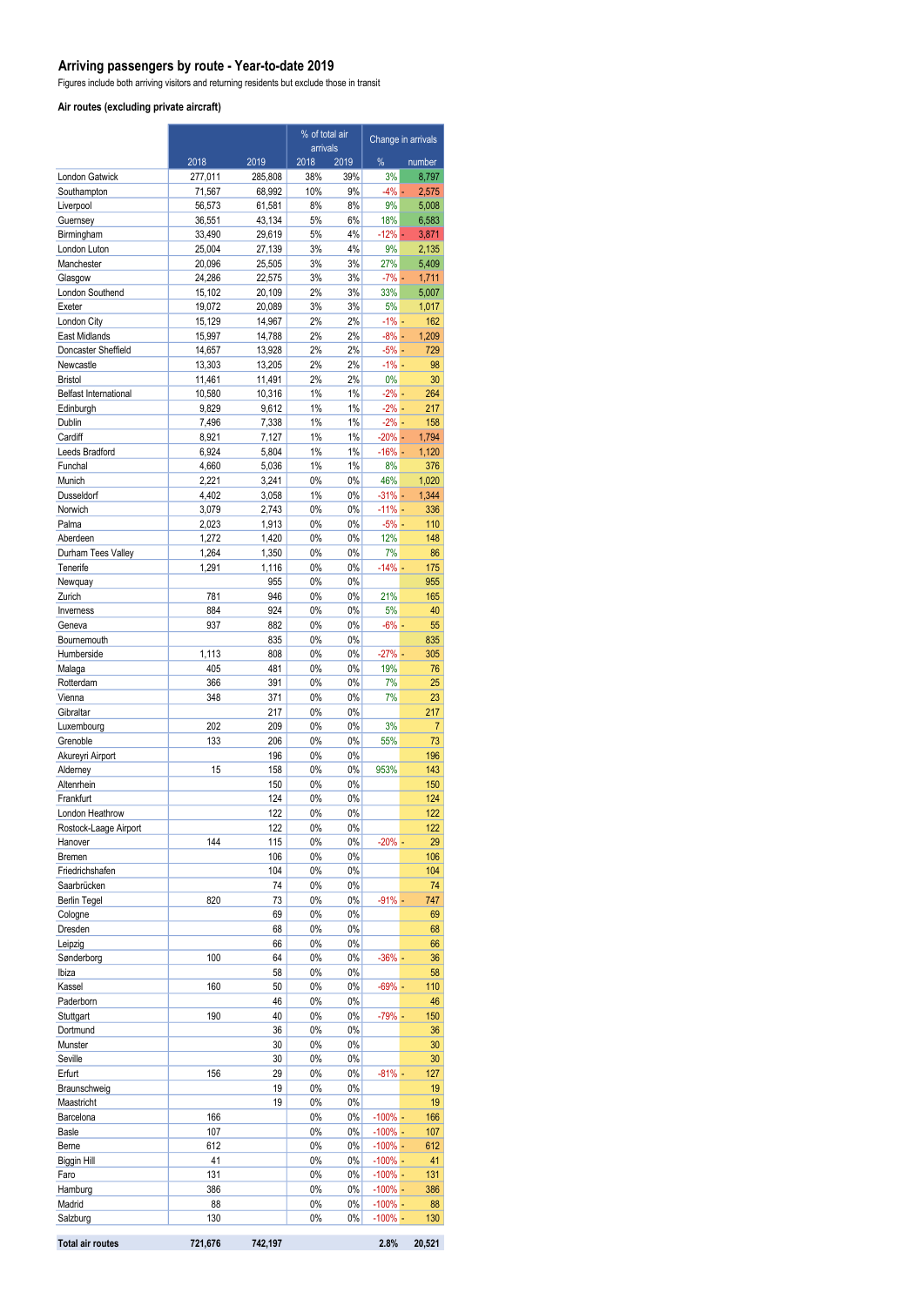## Arriving passengers by route - Year-to-date 2019

Figures include both arriving visitors and returning residents but exclude those in transit

### Air routes (excluding private aircraft)

| | | | % of total air arrivals | | Change in arrivals | |
|---|---|---|---|---|---|---|
| | 2018 | 2019 | 2018 | 2019 | % | number |
| London Gatwick | 277,011 | 285,808 | 38% | 39% | 3% | 8,797 |
| Southampton | 71,567 | 68,992 | 10% | 9% | -4% | - 2,575 |
| Liverpool | 56,573 | 61,581 | 8% | 8% | 9% | 5,008 |
| Guernsey | 36,551 | 43,134 | 5% | 6% | 18% | 6,583 |
| Birmingham | 33,490 | 29,619 | 5% | 4% | -12% | - 3,871 |
| London Luton | 25,004 | 27,139 | 3% | 4% | 9% | 2,135 |
| Manchester | 20,096 | 25,505 | 3% | 3% | 27% | 5,409 |
| Glasgow | 24,286 | 22,575 | 3% | 3% | -7% | - 1,711 |
| London Southend | 15,102 | 20,109 | 2% | 3% | 33% | 5,007 |
| Exeter | 19,072 | 20,089 | 3% | 3% | 5% | 1,017 |
| London City | 15,129 | 14,967 | 2% | 2% | -1% | - 162 |
| East Midlands | 15,997 | 14,788 | 2% | 2% | -8% | - 1,209 |
| Doncaster Sheffield | 14,657 | 13,928 | 2% | 2% | -5% | - 729 |
| Newcastle | 13,303 | 13,205 | 2% | 2% | -1% | - 98 |
| Bristol | 11,461 | 11,491 | 2% | 2% | 0% | 30 |
| Belfast International | 10,580 | 10,316 | 1% | 1% | -2% | - 264 |
| Edinburgh | 9,829 | 9,612 | 1% | 1% | -2% | - 217 |
| Dublin | 7,496 | 7,338 | 1% | 1% | -2% | - 158 |
| Cardiff | 8,921 | 7,127 | 1% | 1% | -20% | - 1,794 |
| Leeds Bradford | 6,924 | 5,804 | 1% | 1% | -16% | - 1,120 |
| Funchal | 4,660 | 5,036 | 1% | 1% | 8% | 376 |
| Munich | 2,221 | 3,241 | 0% | 0% | 46% | 1,020 |
| Dusseldorf | 4,402 | 3,058 | 1% | 0% | -31% | - 1,344 |
| Norwich | 3,079 | 2,743 | 0% | 0% | -11% | - 336 |
| Palma | 2,023 | 1,913 | 0% | 0% | -5% | - 110 |
| Aberdeen | 1,272 | 1,420 | 0% | 0% | 12% | 148 |
| Durham Tees Valley | 1,264 | 1,350 | 0% | 0% | 7% | 86 |
| Tenerife | 1,291 | 1,116 | 0% | 0% | -14% | - 175 |
| Newquay | | 955 | 0% | 0% | | 955 |
| Zurich | 781 | 946 | 0% | 0% | 21% | 165 |
| Inverness | 884 | 924 | 0% | 0% | 5% | 40 |
| Geneva | 937 | 882 | 0% | 0% | -6% | - 55 |
| Bournemouth | | 835 | 0% | 0% | | 835 |
| Humberside | 1,113 | 808 | 0% | 0% | -27% | - 305 |
| Malaga | 405 | 481 | 0% | 0% | 19% | 76 |
| Rotterdam | 366 | 391 | 0% | 0% | 7% | 25 |
| Vienna | 348 | 371 | 0% | 0% | 7% | 23 |
| Gibraltar | | 217 | 0% | 0% | | 217 |
| Luxembourg | 202 | 209 | 0% | 0% | 3% | 7 |
| Grenoble | 133 | 206 | 0% | 0% | 55% | 73 |
| Akureyri Airport | | 196 | 0% | 0% | | 196 |
| Alderney | 15 | 158 | 0% | 0% | 953% | 143 |
| Altenrhein | | 150 | 0% | 0% | | 150 |
| Frankfurt | | 124 | 0% | 0% | | 124 |
| London Heathrow | | 122 | 0% | 0% | | 122 |
| Rostock-Laage Airport | | 122 | 0% | 0% | | 122 |
| Hanover | 144 | 115 | 0% | 0% | -20% | - 29 |
| Bremen | | 106 | 0% | 0% | | 106 |
| Friedrichshafen | | 104 | 0% | 0% | | 104 |
| Saarbrücken | | 74 | 0% | 0% | | 74 |
| Berlin Tegel | 820 | 73 | 0% | 0% | -91% | - 747 |
| Cologne | | 69 | 0% | 0% | | 69 |
| Dresden | | 68 | 0% | 0% | | 68 |
| Leipzig | | 66 | 0% | 0% | | 66 |
| Sønderborg | 100 | 64 | 0% | 0% | -36% | - 36 |
| Ibiza | | 58 | 0% | 0% | | 58 |
| Kassel | 160 | 50 | 0% | 0% | -69% | - 110 |
| Paderborn | | 46 | 0% | 0% | | 46 |
| Stuttgart | 190 | 40 | 0% | 0% | -79% | - 150 |
| Dortmund | | 36 | 0% | 0% | | 36 |
| Munster | | 30 | 0% | 0% | | 30 |
| Seville | | 30 | 0% | 0% | | 30 |
| Erfurt | 156 | 29 | 0% | 0% | -81% | - 127 |
| Braunschweig | | 19 | 0% | 0% | | 19 |
| Maastricht | | 19 | 0% | 0% | | 19 |
| Barcelona | 166 | | 0% | 0% | -100% | - 166 |
| Basle | 107 | | 0% | 0% | -100% | - 107 |
| Berne | 612 | | 0% | 0% | -100% | - 612 |
| Biggin Hill | 41 | | 0% | 0% | -100% | - 41 |
| Faro | 131 | | 0% | 0% | -100% | - 131 |
| Hamburg | 386 | | 0% | 0% | -100% | - 386 |
| Madrid | 88 | | 0% | 0% | -100% | - 88 |
| Salzburg | 130 | | 0% | 0% | -100% | - 130 |
| **Total air routes** | **721,676** | **742,197** | | | **2.8%** | **20,521** |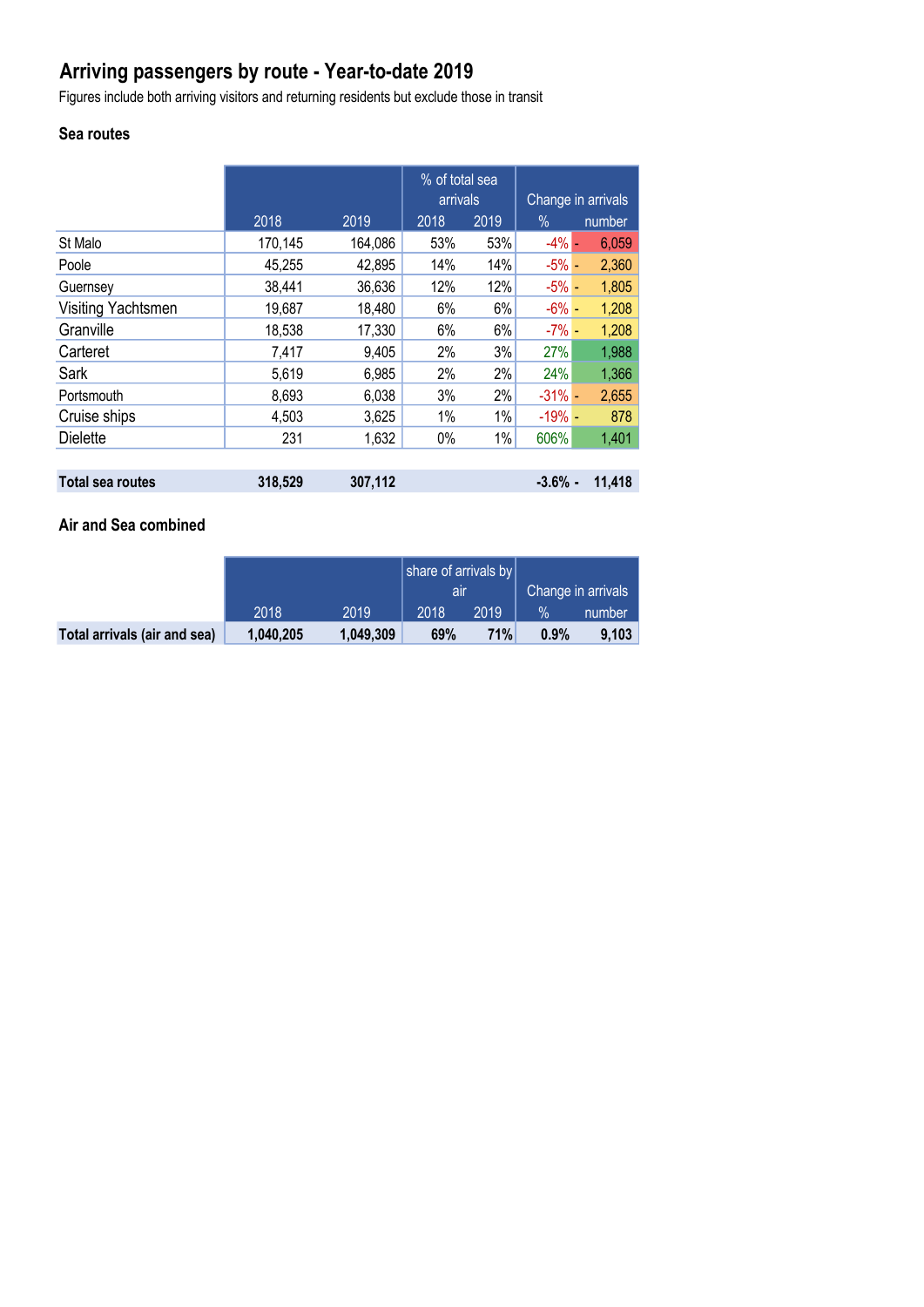# Arriving passengers by route - Year-to-date 2019

Figures include both arriving visitors and returning residents but exclude those in transit

## Sea routes

| | | | % of total sea arrivals | | Change in arrivals | |
|---|---|---|---|---|---|---|
| | 2018 | 2019 | 2018 | 2019 | % | number |
| St Malo | 170,145 | 164,086 | 53% | 53% | -4% | - 6,059 |
| Poole | 45,255 | 42,895 | 14% | 14% | -5% | - 2,360 |
| Guernsey | 38,441 | 36,636 | 12% | 12% | -5% | - 1,805 |
| Visiting Yachtsmen | 19,687 | 18,480 | 6% | 6% | -6% | - 1,208 |
| Granville | 18,538 | 17,330 | 6% | 6% | -7% | - 1,208 |
| Carteret | 7,417 | 9,405 | 2% | 3% | 27% | 1,988 |
| Sark | 5,619 | 6,985 | 2% | 2% | 24% | 1,366 |
| Portsmouth | 8,693 | 6,038 | 3% | 2% | -31% | - 2,655 |
| Cruise ships | 4,503 | 3,625 | 1% | 1% | -19% | - 878 |
| Dielette | 231 | 1,632 | 0% | 1% | 606% | 1,401 |
| | | | | | | |
| **Total sea routes** | **318,529** | **307,112** | | | **-3.6%** | **- 11,418** |

## Air and Sea combined

| | | | share of arrivals by air | | Change in arrivals | |
|---|---|---|---|---|---|---|
| | 2018 | 2019 | 2018 | 2019 | % | number |
| **Total arrivals (air and sea)** | **1,040,205** | **1,049,309** | **69%** | **71%** | **0.9%** | **9,103** |